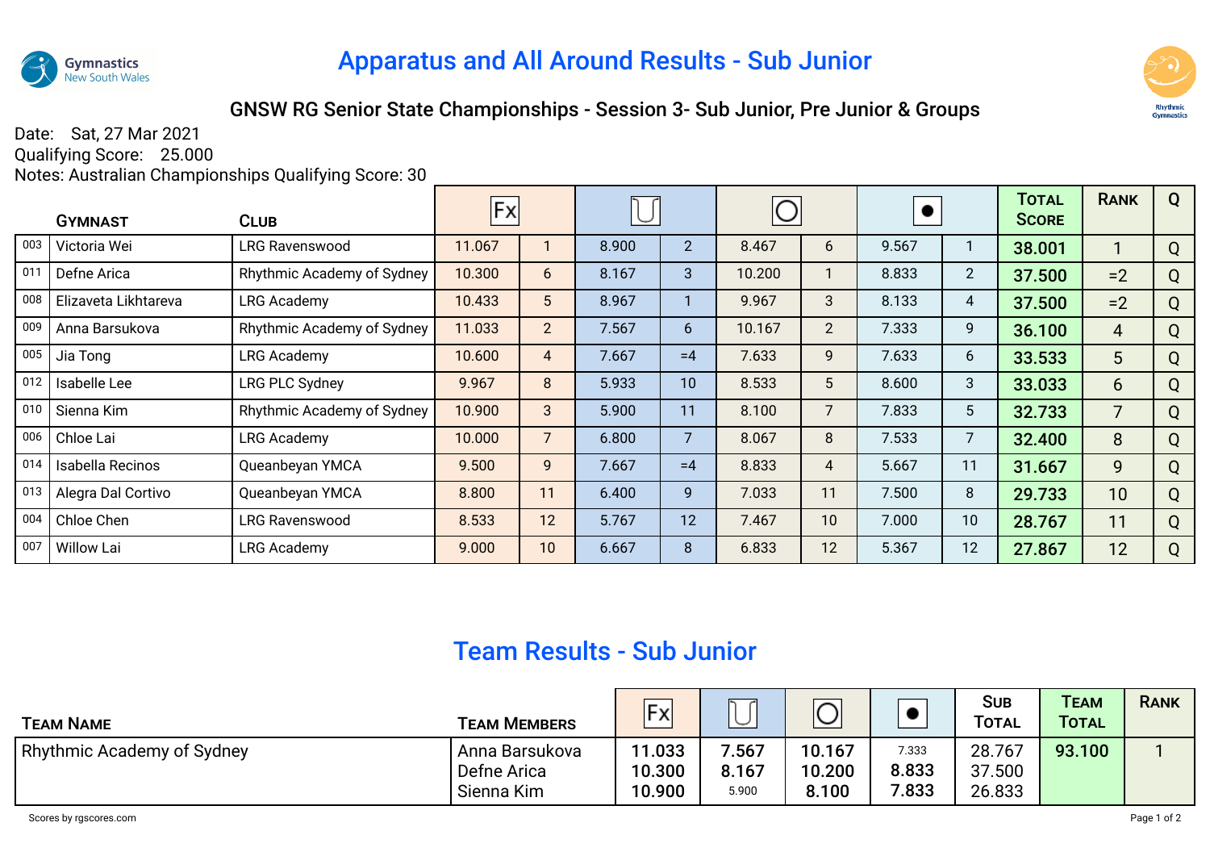# Apparatus and All Around Results - Sub Junior

## GNSW RG Senior State Championships - Session 3- Sub Junior, Pre Junior & Groups

Date: Sat, 27 Mar 2021
Qualifying Score: 25.000
Notes: Australian Championships Qualifying Score: 30

| | Gymnast | Club | Fx | | Clubs | | Hoop | | Ball | | Total Score | Rank | Q |
|---|---|---|---|---|---|---|---|---|---|---|---|---|---|
| 003 | Victoria Wei | LRG Ravenswood | 11.067 | 1 | 8.900 | 2 | 8.467 | 6 | 9.567 | 1 | **38.001** | 1 | Q |
| 011 | Defne Arica | Rhythmic Academy of Sydney | 10.300 | 6 | 8.167 | 3 | 10.200 | 1 | 8.833 | 2 | **37.500** | =2 | Q |
| 008 | Elizaveta Likhtareva | LRG Academy | 10.433 | 5 | 8.967 | 1 | 9.967 | 3 | 8.133 | 4 | **37.500** | =2 | Q |
| 009 | Anna Barsukova | Rhythmic Academy of Sydney | 11.033 | 2 | 7.567 | 6 | 10.167 | 2 | 7.333 | 9 | **36.100** | 4 | Q |
| 005 | Jia Tong | LRG Academy | 10.600 | 4 | 7.667 | =4 | 7.633 | 9 | 7.633 | 6 | **33.533** | 5 | Q |
| 012 | Isabelle Lee | LRG PLC Sydney | 9.967 | 8 | 5.933 | 10 | 8.533 | 5 | 8.600 | 3 | **33.033** | 6 | Q |
| 010 | Sienna Kim | Rhythmic Academy of Sydney | 10.900 | 3 | 5.900 | 11 | 8.100 | 7 | 7.833 | 5 | **32.733** | 7 | Q |
| 006 | Chloe Lai | LRG Academy | 10.000 | 7 | 6.800 | 7 | 8.067 | 8 | 7.533 | 7 | **32.400** | 8 | Q |
| 014 | Isabella Recinos | Queanbeyan YMCA | 9.500 | 9 | 7.667 | =4 | 8.833 | 4 | 5.667 | 11 | **31.667** | 9 | Q |
| 013 | Alegra Dal Cortivo | Queanbeyan YMCA | 8.800 | 11 | 6.400 | 9 | 7.033 | 11 | 7.500 | 8 | **29.733** | 10 | Q |
| 004 | Chloe Chen | LRG Ravenswood | 8.533 | 12 | 5.767 | 12 | 7.467 | 10 | 7.000 | 10 | **28.767** | 11 | Q |
| 007 | Willow Lai | LRG Academy | 9.000 | 10 | 6.667 | 8 | 6.833 | 12 | 5.367 | 12 | **27.867** | 12 | Q |

# Team Results - Sub Junior

| Team Name | Team Members | Fx | Clubs | Hoop | Ball | Sub Total | Team Total | Rank |
|---|---|---|---|---|---|---|---|---|
| Rhythmic Academy of Sydney | Anna Barsukova | 11.033 | 7.567 | 10.167 | 7.333 | 28.767 | 93.100 | 1 |
| | Defne Arica | 10.300 | 8.167 | 10.200 | 8.833 | 37.500 | | |
| | Sienna Kim | 10.900 | 5.900 | 8.100 | 7.833 | 26.833 | | |

Scores by rgscores.com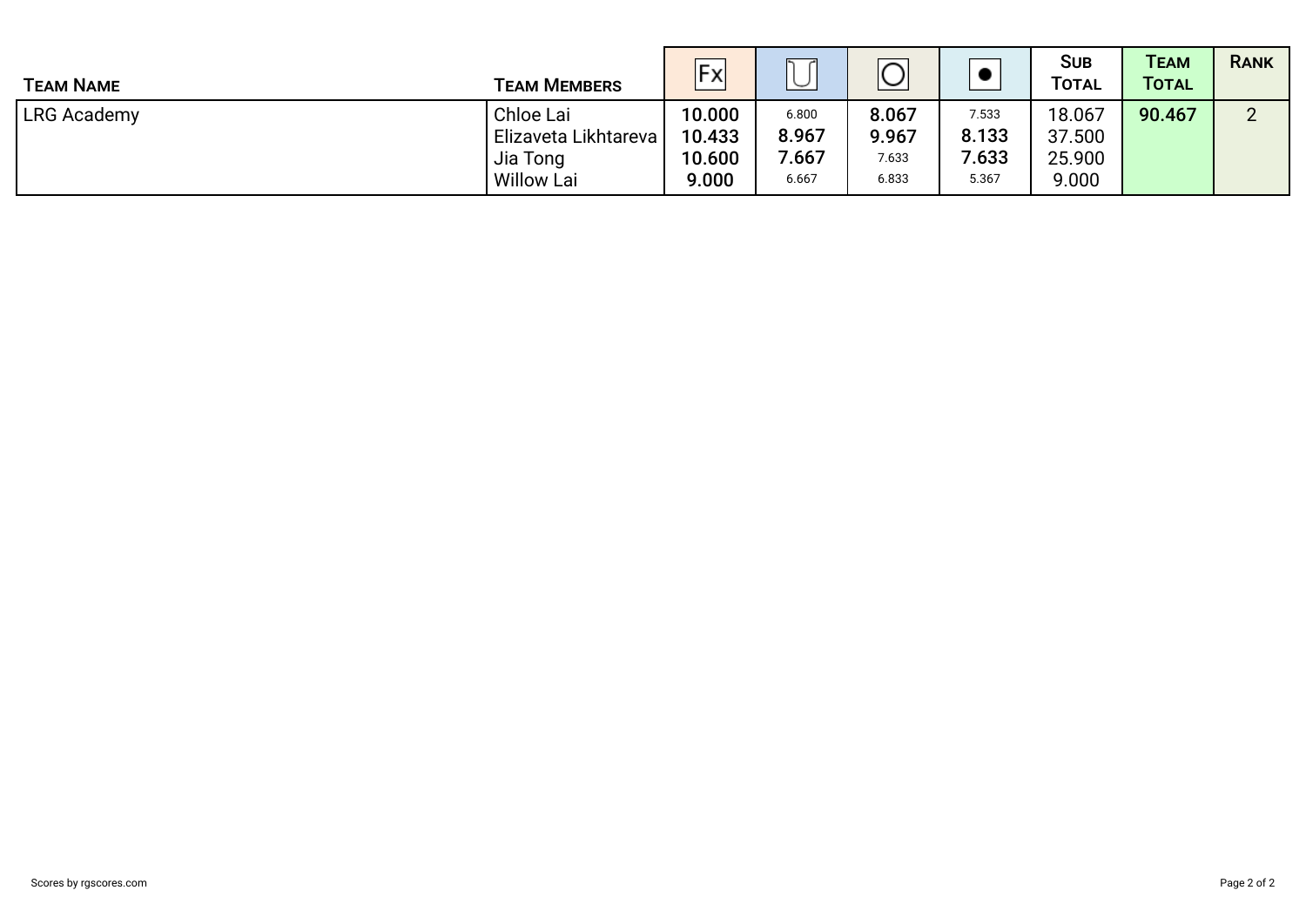| Team Name | Team Members | Fx | Hoop | Ball | Ball (dot) | Sub Total | Team Total | Rank |
|---|---|---|---|---|---|---|---|---|
| LRG Academy | Chloe Lai | **10.000** | 6.800 | **8.067** | 7.533 | 18.067 | **90.467** | 2 |
| | Elizaveta Likhtareva | **10.433** | **8.967** | **9.967** | **8.133** | 37.500 | | |
| | Jia Tong | **10.600** | **7.667** | 7.633 | **7.633** | 25.900 | | |
| | Willow Lai | **9.000** | 6.667 | 6.833 | 5.367 | 9.000 | | |

Scores by rgscores.com